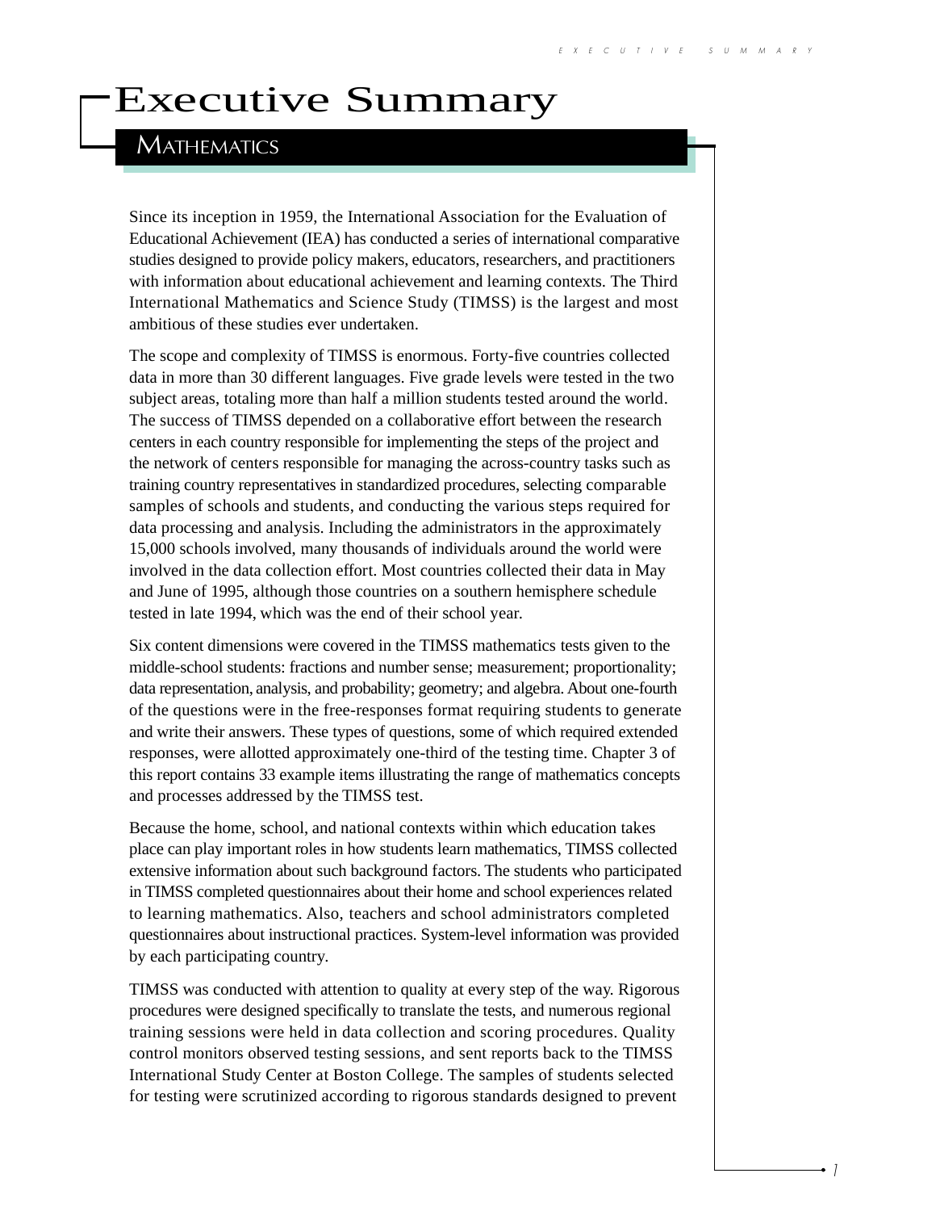# Executive Summary

## Mathematics

Since its inception in 1959, the International Association for the Evaluation of Educational Achievement (IEA) has conducted a series of international comparative studies designed to provide policy makers, educators, researchers, and practitioners with information about educational achievement and learning contexts. The Third International Mathematics and Science Study (TIMSS) is the largest and most ambitious of these studies ever undertaken.

The scope and complexity of TIMSS is enormous. Forty-five countries collected data in more than 30 different languages. Five grade levels were tested in the two subject areas, totaling more than half a million students tested around the world. The success of TIMSS depended on a collaborative effort between the research centers in each country responsible for implementing the steps of the project and the network of centers responsible for managing the across-country tasks such as training country representatives in standardized procedures, selecting comparable samples of schools and students, and conducting the various steps required for data processing and analysis. Including the administrators in the approximately 15,000 schools involved, many thousands of individuals around the world were involved in the data collection effort. Most countries collected their data in May and June of 1995, although those countries on a southern hemisphere schedule tested in late 1994, which was the end of their school year.

Six content dimensions were covered in the TIMSS mathematics tests given to the middle-school students: fractions and number sense; measurement; proportionality; data representation, analysis, and probability; geometry; and algebra. About one-fourth of the questions were in the free-responses format requiring students to generate and write their answers. These types of questions, some of which required extended responses, were allotted approximately one-third of the testing time. Chapter 3 of this report contains 33 example items illustrating the range of mathematics concepts and processes addressed by the TIMSS test.

Because the home, school, and national contexts within which education takes place can play important roles in how students learn mathematics, TIMSS collected extensive information about such background factors. The students who participated in TIMSS completed questionnaires about their home and school experiences related to learning mathematics. Also, teachers and school administrators completed questionnaires about instructional practices. System-level information was provided by each participating country.

TIMSS was conducted with attention to quality at every step of the way. Rigorous procedures were designed specifically to translate the tests, and numerous regional training sessions were held in data collection and scoring procedures. Quality control monitors observed testing sessions, and sent reports back to the TIMSS International Study Center at Boston College. The samples of students selected for testing were scrutinized according to rigorous standards designed to prevent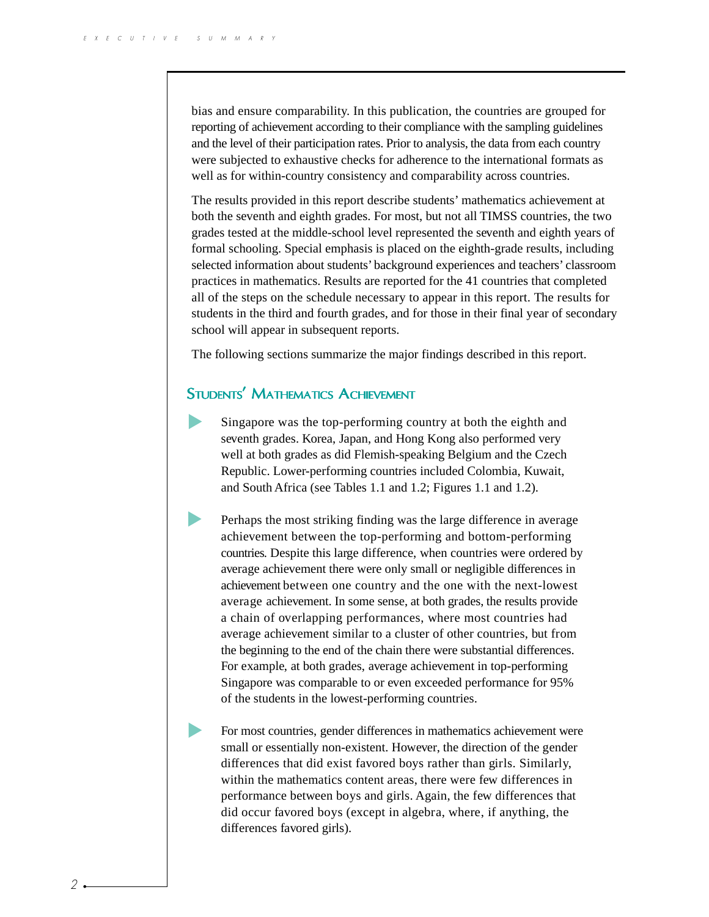bias and ensure comparability. In this publication, the countries are grouped for reporting of achievement according to their compliance with the sampling guidelines and the level of their participation rates. Prior to analysis, the data from each country were subjected to exhaustive checks for adherence to the international formats as well as for within-country consistency and comparability across countries.

The results provided in this report describe students' mathematics achievement at both the seventh and eighth grades. For most, but not all TIMSS countries, the two grades tested at the middle-school level represented the seventh and eighth years of formal schooling. Special emphasis is placed on the eighth-grade results, including selected information about students' background experiences and teachers' classroom practices in mathematics. Results are reported for the 41 countries that completed all of the steps on the schedule necessary to appear in this report. The results for students in the third and fourth grades, and for those in their final year of secondary school will appear in subsequent reports.

The following sections summarize the major findings described in this report.

## Students' Mathematics Achievement

- Singapore was the top-performing country at both the eighth and seventh grades. Korea, Japan, and Hong Kong also performed very well at both grades as did Flemish-speaking Belgium and the Czech Republic. Lower-performing countries included Colombia, Kuwait, and South Africa (see Tables 1.1 and 1.2; Figures 1.1 and 1.2).

- Perhaps the most striking finding was the large difference in average achievement between the top-performing and bottom-performing countries. Despite this large difference, when countries were ordered by average achievement there were only small or negligible differences in achievement between one country and the one with the next-lowest average achievement. In some sense, at both grades, the results provide a chain of overlapping performances, where most countries had average achievement similar to a cluster of other countries, but from the beginning to the end of the chain there were substantial differences. For example, at both grades, average achievement in top-performing Singapore was comparable to or even exceeded performance for 95% of the students in the lowest-performing countries.

- For most countries, gender differences in mathematics achievement were small or essentially non-existent. However, the direction of the gender differences that did exist favored boys rather than girls. Similarly, within the mathematics content areas, there were few differences in performance between boys and girls. Again, the few differences that did occur favored boys (except in algebra, where, if anything, the differences favored girls).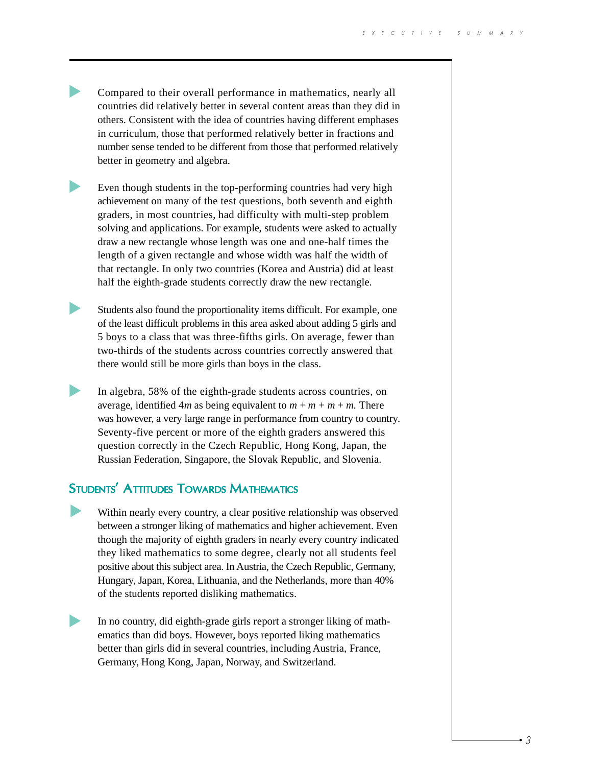- Compared to their overall performance in mathematics, nearly all countries did relatively better in several content areas than they did in others. Consistent with the idea of countries having different emphases in curriculum, those that performed relatively better in fractions and number sense tended to be different from those that performed relatively better in geometry and algebra.

- Even though students in the top-performing countries had very high achievement on many of the test questions, both seventh and eighth graders, in most countries, had difficulty with multi-step problem solving and applications. For example, students were asked to actually draw a new rectangle whose length was one and one-half times the length of a given rectangle and whose width was half the width of that rectangle. In only two countries (Korea and Austria) did at least half the eighth-grade students correctly draw the new rectangle.

- Students also found the proportionality items difficult. For example, one of the least difficult problems in this area asked about adding 5 girls and 5 boys to a class that was three-fifths girls. On average, fewer than two-thirds of the students across countries correctly answered that there would still be more girls than boys in the class.

- In algebra, 58% of the eighth-grade students across countries, on average, identified $4m$ as being equivalent to $m + m + m + m$. There was however, a very large range in performance from country to country. Seventy-five percent or more of the eighth graders answered this question correctly in the Czech Republic, Hong Kong, Japan, the Russian Federation, Singapore, the Slovak Republic, and Slovenia.

## Students' Attitudes Towards Mathematics

- Within nearly every country, a clear positive relationship was observed between a stronger liking of mathematics and higher achievement. Even though the majority of eighth graders in nearly every country indicated they liked mathematics to some degree, clearly not all students feel positive about this subject area. In Austria, the Czech Republic, Germany, Hungary, Japan, Korea, Lithuania, and the Netherlands, more than 40% of the students reported disliking mathematics.

- In no country, did eighth-grade girls report a stronger liking of mathematics than did boys. However, boys reported liking mathematics better than girls did in several countries, including Austria, France, Germany, Hong Kong, Japan, Norway, and Switzerland.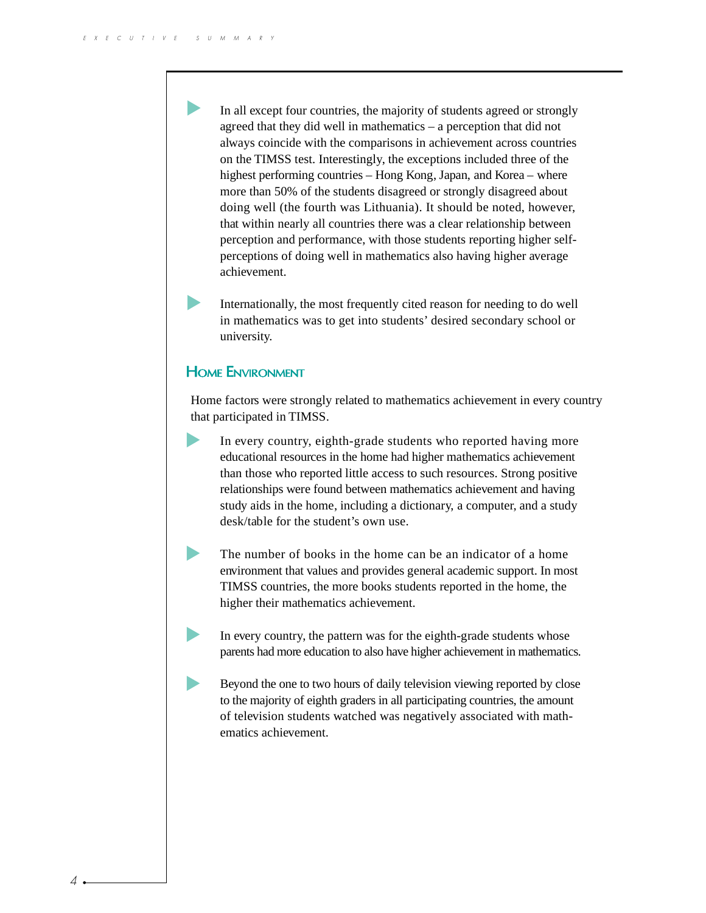- In all except four countries, the majority of students agreed or strongly agreed that they did well in mathematics – a perception that did not always coincide with the comparisons in achievement across countries on the TIMSS test. Interestingly, the exceptions included three of the highest performing countries – Hong Kong, Japan, and Korea – where more than 50% of the students disagreed or strongly disagreed about doing well (the fourth was Lithuania). It should be noted, however, that within nearly all countries there was a clear relationship between perception and performance, with those students reporting higher self-perceptions of doing well in mathematics also having higher average achievement.

- Internationally, the most frequently cited reason for needing to do well in mathematics was to get into students' desired secondary school or university.

## Home Environment

Home factors were strongly related to mathematics achievement in every country that participated in TIMSS.

- In every country, eighth-grade students who reported having more educational resources in the home had higher mathematics achievement than those who reported little access to such resources. Strong positive relationships were found between mathematics achievement and having study aids in the home, including a dictionary, a computer, and a study desk/table for the student's own use.

- The number of books in the home can be an indicator of a home environment that values and provides general academic support. In most TIMSS countries, the more books students reported in the home, the higher their mathematics achievement.

- In every country, the pattern was for the eighth-grade students whose parents had more education to also have higher achievement in mathematics.

- Beyond the one to two hours of daily television viewing reported by close to the majority of eighth graders in all participating countries, the amount of television students watched was negatively associated with mathematics achievement.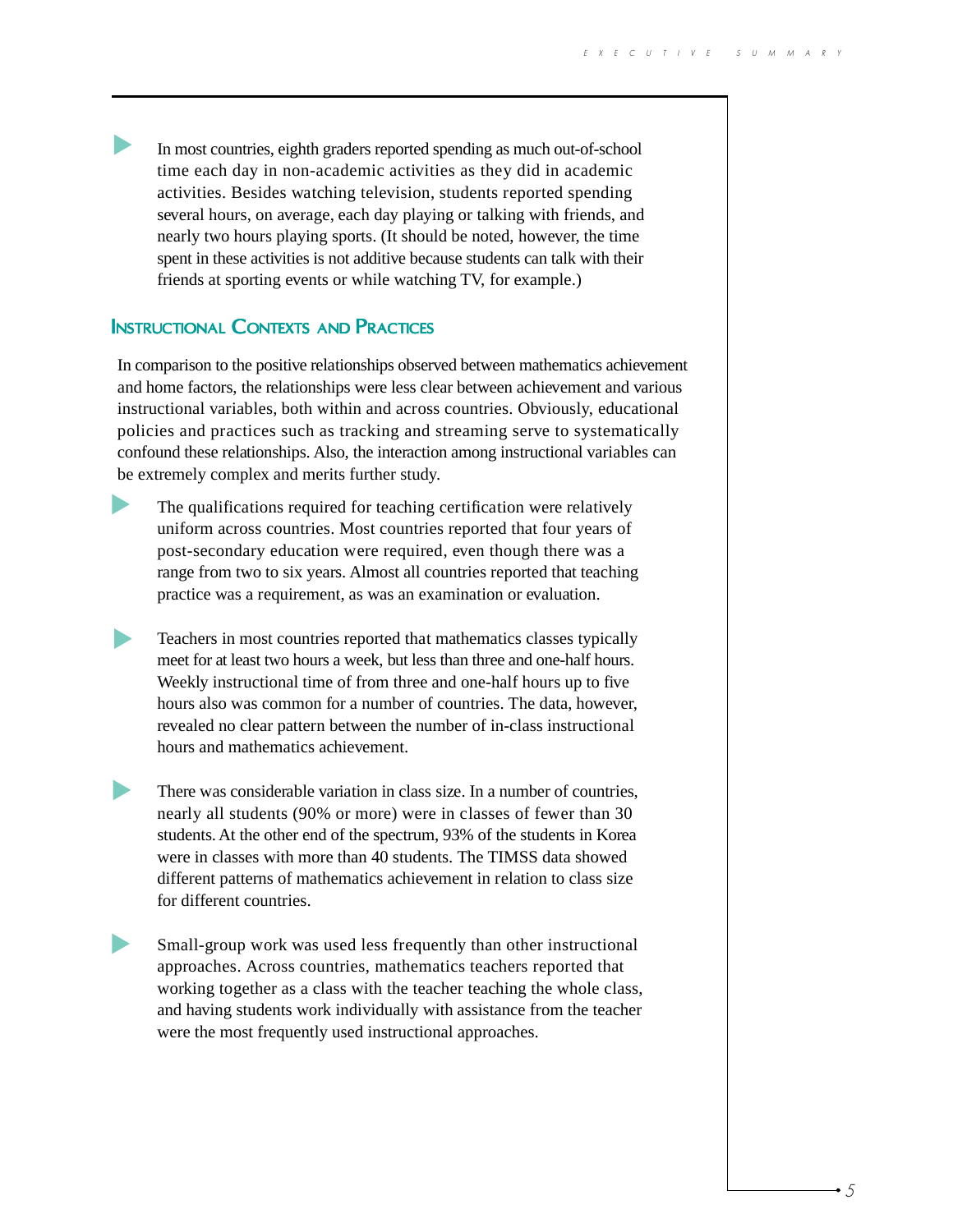- In most countries, eighth graders reported spending as much out-of-school time each day in non-academic activities as they did in academic activities. Besides watching television, students reported spending several hours, on average, each day playing or talking with friends, and nearly two hours playing sports. (It should be noted, however, the time spent in these activities is not additive because students can talk with their friends at sporting events or while watching TV, for example.)

## Instructional Contexts and Practices

In comparison to the positive relationships observed between mathematics achievement and home factors, the relationships were less clear between achievement and various instructional variables, both within and across countries. Obviously, educational policies and practices such as tracking and streaming serve to systematically confound these relationships. Also, the interaction among instructional variables can be extremely complex and merits further study.

- The qualifications required for teaching certification were relatively uniform across countries. Most countries reported that four years of post-secondary education were required, even though there was a range from two to six years. Almost all countries reported that teaching practice was a requirement, as was an examination or evaluation.

- Teachers in most countries reported that mathematics classes typically meet for at least two hours a week, but less than three and one-half hours. Weekly instructional time of from three and one-half hours up to five hours also was common for a number of countries. The data, however, revealed no clear pattern between the number of in-class instructional hours and mathematics achievement.

- There was considerable variation in class size. In a number of countries, nearly all students (90% or more) were in classes of fewer than 30 students. At the other end of the spectrum, 93% of the students in Korea were in classes with more than 40 students. The TIMSS data showed different patterns of mathematics achievement in relation to class size for different countries.

- Small-group work was used less frequently than other instructional approaches. Across countries, mathematics teachers reported that working together as a class with the teacher teaching the whole class, and having students work individually with assistance from the teacher were the most frequently used instructional approaches.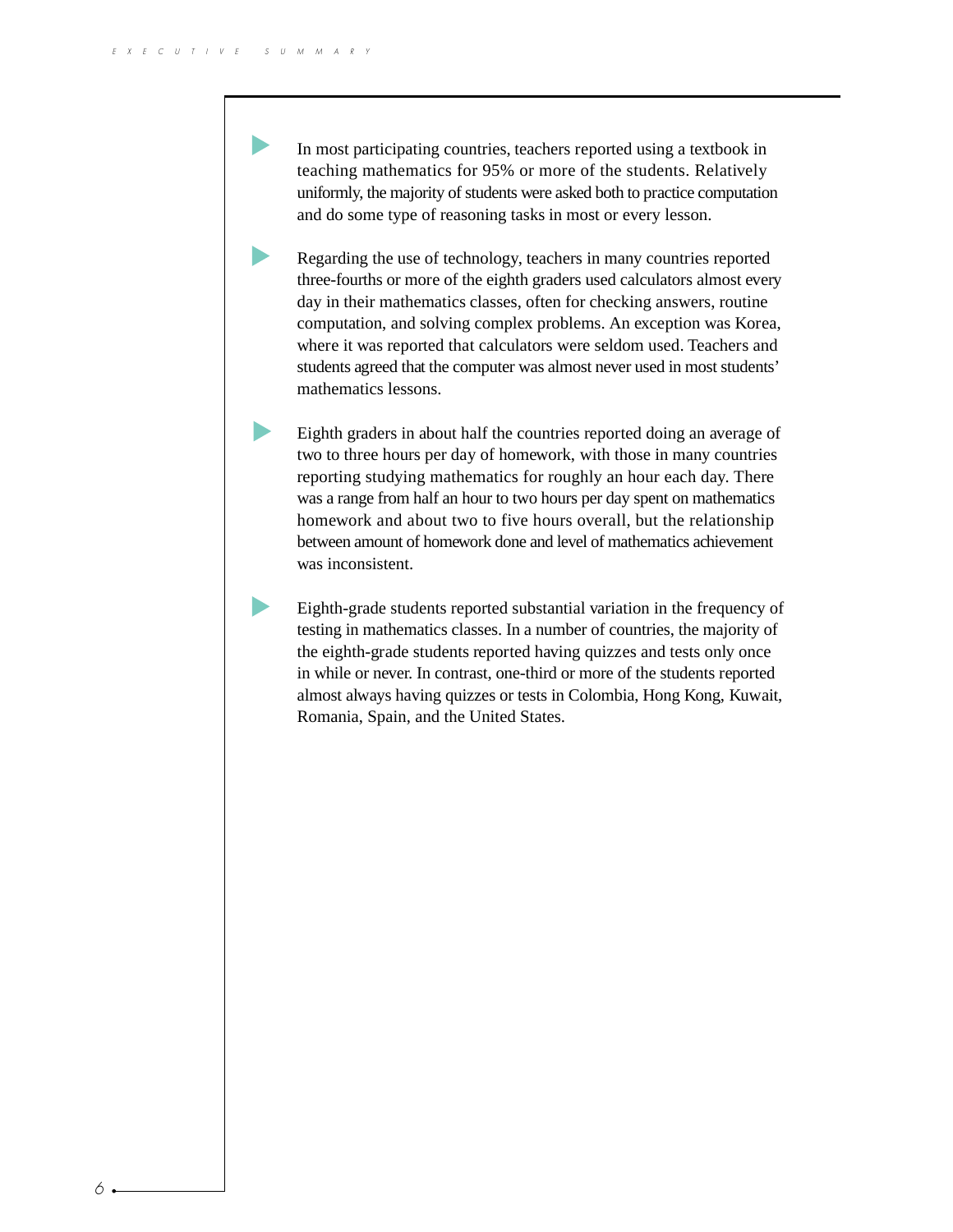- In most participating countries, teachers reported using a textbook in teaching mathematics for 95% or more of the students. Relatively uniformly, the majority of students were asked both to practice computation and do some type of reasoning tasks in most or every lesson.

- Regarding the use of technology, teachers in many countries reported three-fourths or more of the eighth graders used calculators almost every day in their mathematics classes, often for checking answers, routine computation, and solving complex problems. An exception was Korea, where it was reported that calculators were seldom used. Teachers and students agreed that the computer was almost never used in most students' mathematics lessons.

- Eighth graders in about half the countries reported doing an average of two to three hours per day of homework, with those in many countries reporting studying mathematics for roughly an hour each day. There was a range from half an hour to two hours per day spent on mathematics homework and about two to five hours overall, but the relationship between amount of homework done and level of mathematics achievement was inconsistent.

- Eighth-grade students reported substantial variation in the frequency of testing in mathematics classes. In a number of countries, the majority of the eighth-grade students reported having quizzes and tests only once in while or never. In contrast, one-third or more of the students reported almost always having quizzes or tests in Colombia, Hong Kong, Kuwait, Romania, Spain, and the United States.